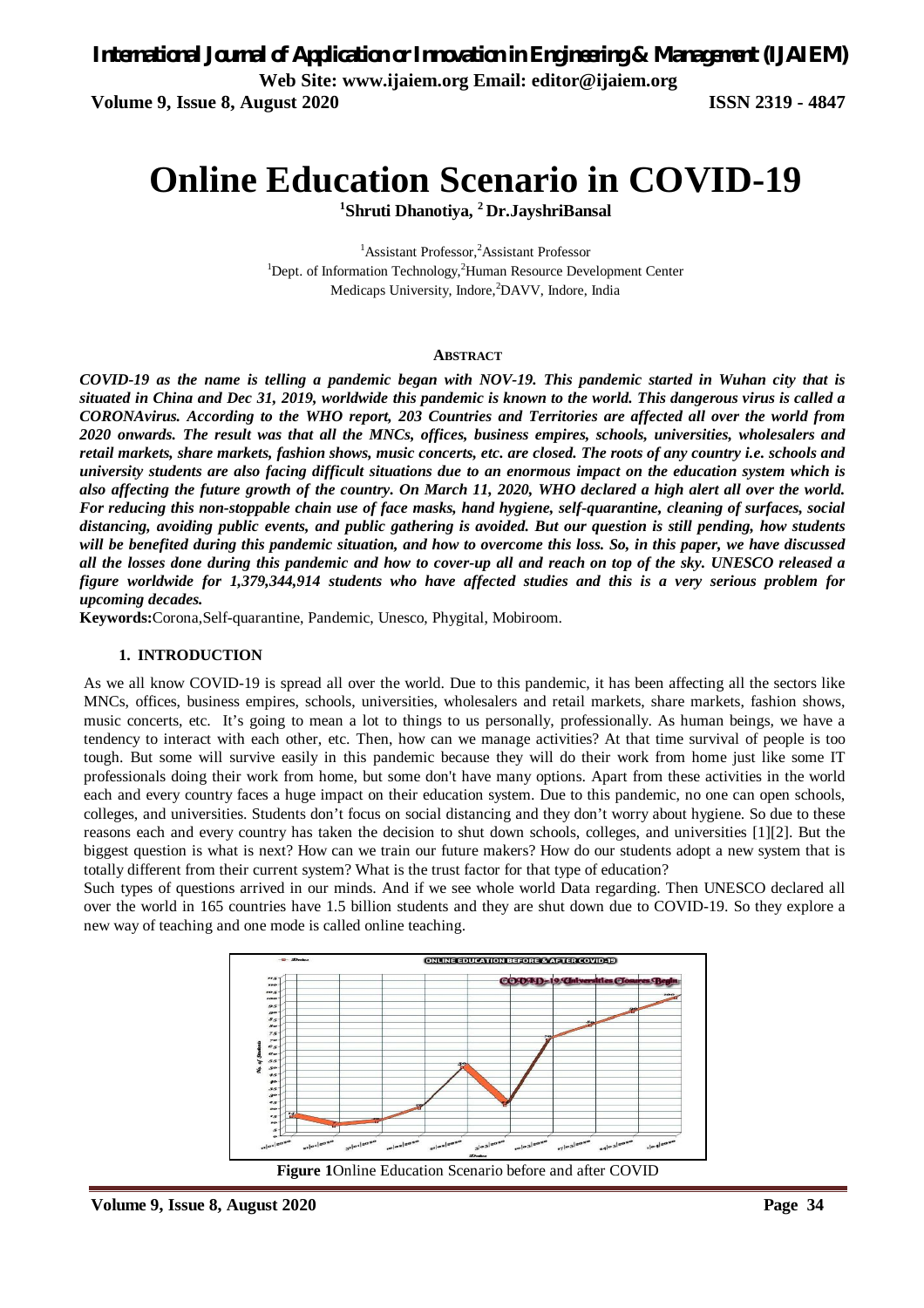# Online Education Scenario in COVID-19

[1]Shruti Dhanotiya, [2]Dr.JayshriBansal

[1]Assistant Professor,[2]Assistant Professor
[1]Dept. of Information Technology,[2]Human Resource Development Center
Medicaps University, Indore,[2]DAVV, Indore, India

**ABSTRACT**

***COVID-19 as the name is telling a pandemic began with NOV-19. This pandemic started in Wuhan city that is situated in China and Dec 31, 2019, worldwide this pandemic is known to the world. This dangerous virus is called a CORONAvirus. According to the WHO report, 203 Countries and Territories are affected all over the world from 2020 onwards. The result was that all the MNCs, offices, business empires, schools, universities, wholesalers and retail markets, share markets, fashion shows, music concerts, etc. are closed. The roots of any country i.e. schools and university students are also facing difficult situations due to an enormous impact on the education system which is also affecting the future growth of the country. On March 11, 2020, WHO declared a high alert all over the world. For reducing this non-stoppable chain use of face masks, hand hygiene, self-quarantine, cleaning of surfaces, social distancing, avoiding public events, and public gathering is avoided. But our question is still pending, how students will be benefited during this pandemic situation, and how to overcome this loss. So, in this paper, we have discussed all the losses done during this pandemic and how to cover-up all and reach on top of the sky. UNESCO released a figure worldwide for 1,379,344,914 students who have affected studies and this is a very serious problem for upcoming decades.***

**Keywords:**Corona,Self-quarantine, Pandemic, Unesco, Phygital, Mobiroom.

## 1. INTRODUCTION

As we all know COVID-19 is spread all over the world. Due to this pandemic, it has been affecting all the sectors like MNCs, offices, business empires, schools, universities, wholesalers and retail markets, share markets, fashion shows, music concerts, etc. It's going to mean a lot to things to us personally, professionally. As human beings, we have a tendency to interact with each other, etc. Then, how can we manage activities? At that time survival of people is too tough. But some will survive easily in this pandemic because they will do their work from home just like some IT professionals doing their work from home, but some don't have many options. Apart from these activities in the world each and every country faces a huge impact on their education system. Due to this pandemic, no one can open schools, colleges, and universities. Students don't focus on social distancing and they don't worry about hygiene. So due to these reasons each and every country has taken the decision to shut down schools, colleges, and universities [1][2]. But the biggest question is what is next? How can we train our future makers? How do our students adopt a new system that is totally different from their current system? What is the trust factor for that type of education?

Such types of questions arrived in our minds. And if we see whole world Data regarding. Then UNESCO declared all over the world in 165 countries have 1.5 billion students and they are shut down due to COVID-19. So they explore a new way of teaching and one mode is called online teaching.

**Figure 1**Online Education Scenario before and after COVID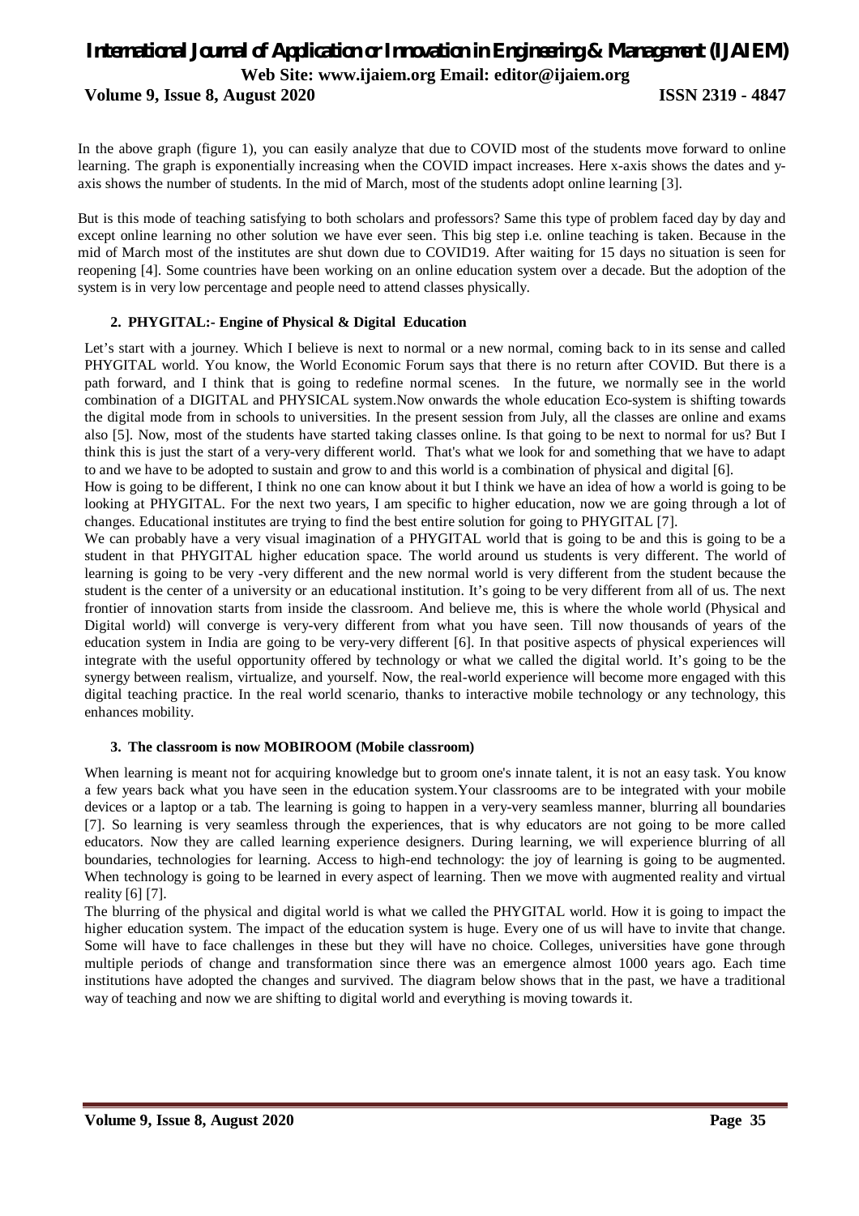In the above graph (figure 1), you can easily analyze that due to COVID most of the students move forward to online learning. The graph is exponentially increasing when the COVID impact increases. Here x-axis shows the dates and y-axis shows the number of students. In the mid of March, most of the students adopt online learning [3].

But is this mode of teaching satisfying to both scholars and professors? Same this type of problem faced day by day and except online learning no other solution we have ever seen. This big step i.e. online teaching is taken. Because in the mid of March most of the institutes are shut down due to COVID19. After waiting for 15 days no situation is seen for reopening [4]. Some countries have been working on an online education system over a decade. But the adoption of the system is in very low percentage and people need to attend classes physically.

## 2. PHYGITAL:- Engine of Physical & Digital Education

Let's start with a journey. Which I believe is next to normal or a new normal, coming back to in its sense and called PHYGITAL world. You know, the World Economic Forum says that there is no return after COVID. But there is a path forward, and I think that is going to redefine normal scenes. In the future, we normally see in the world combination of a DIGITAL and PHYSICAL system.Now onwards the whole education Eco-system is shifting towards the digital mode from in schools to universities. In the present session from July, all the classes are online and exams also [5]. Now, most of the students have started taking classes online. Is that going to be next to normal for us? But I think this is just the start of a very-very different world. That's what we look for and something that we have to adapt to and we have to be adopted to sustain and grow to and this world is a combination of physical and digital [6].

How is going to be different, I think no one can know about it but I think we have an idea of how a world is going to be looking at PHYGITAL. For the next two years, I am specific to higher education, now we are going through a lot of changes. Educational institutes are trying to find the best entire solution for going to PHYGITAL [7].

We can probably have a very visual imagination of a PHYGITAL world that is going to be and this is going to be a student in that PHYGITAL higher education space. The world around us students is very different. The world of learning is going to be very -very different and the new normal world is very different from the student because the student is the center of a university or an educational institution. It's going to be very different from all of us. The next frontier of innovation starts from inside the classroom. And believe me, this is where the whole world (Physical and Digital world) will converge is very-very different from what you have seen. Till now thousands of years of the education system in India are going to be very-very different [6]. In that positive aspects of physical experiences will integrate with the useful opportunity offered by technology or what we called the digital world. It's going to be the synergy between realism, virtualize, and yourself. Now, the real-world experience will become more engaged with this digital teaching practice. In the real world scenario, thanks to interactive mobile technology or any technology, this enhances mobility.

## 3. The classroom is now MOBIROOM (Mobile classroom)

When learning is meant not for acquiring knowledge but to groom one's innate talent, it is not an easy task. You know a few years back what you have seen in the education system.Your classrooms are to be integrated with your mobile devices or a laptop or a tab. The learning is going to happen in a very-very seamless manner, blurring all boundaries [7]. So learning is very seamless through the experiences, that is why educators are not going to be more called educators. Now they are called learning experience designers. During learning, we will experience blurring of all boundaries, technologies for learning. Access to high-end technology: the joy of learning is going to be augmented. When technology is going to be learned in every aspect of learning. Then we move with augmented reality and virtual reality [6] [7].

The blurring of the physical and digital world is what we called the PHYGITAL world. How it is going to impact the higher education system. The impact of the education system is huge. Every one of us will have to invite that change. Some will have to face challenges in these but they will have no choice. Colleges, universities have gone through multiple periods of change and transformation since there was an emergence almost 1000 years ago. Each time institutions have adopted the changes and survived. The diagram below shows that in the past, we have a traditional way of teaching and now we are shifting to digital world and everything is moving towards it.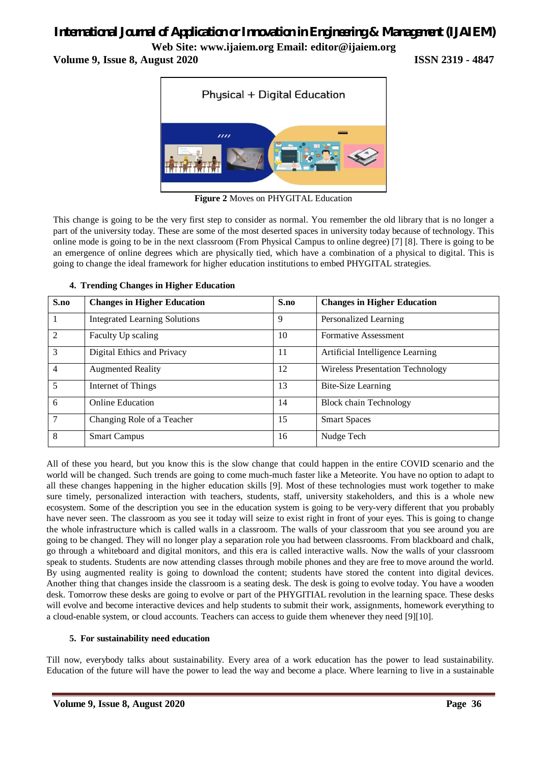**Figure 2** Moves on PHYGITAL Education

This change is going to be the very first step to consider as normal. You remember the old library that is no longer a part of the university today. These are some of the most deserted spaces in university today because of technology. This online mode is going to be in the next classroom (From Physical Campus to online degree) [7] [8]. There is going to be an emergence of online degrees which are physically tied, which have a combination of a physical to digital. This is going to change the ideal framework for higher education institutions to embed PHYGITAL strategies.

## 4. Trending Changes in Higher Education

| S.no | Changes in Higher Education | S.no | Changes in Higher Education |
|---|---|---|---|
| 1 | Integrated Learning Solutions | 9 | Personalized Learning |
| 2 | Faculty Up scaling | 10 | Formative Assessment |
| 3 | Digital Ethics and Privacy | 11 | Artificial Intelligence Learning |
| 4 | Augmented Reality | 12 | Wireless Presentation Technology |
| 5 | Internet of Things | 13 | Bite-Size Learning |
| 6 | Online Education | 14 | Block chain Technology |
| 7 | Changing Role of a Teacher | 15 | Smart Spaces |
| 8 | Smart Campus | 16 | Nudge Tech |

All of these you heard, but you know this is the slow change that could happen in the entire COVID scenario and the world will be changed. Such trends are going to come much-much faster like a Meteorite. You have no option to adapt to all these changes happening in the higher education skills [9]. Most of these technologies must work together to make sure timely, personalized interaction with teachers, students, staff, university stakeholders, and this is a whole new ecosystem. Some of the description you see in the education system is going to be very-very different that you probably have never seen. The classroom as you see it today will seize to exist right in front of your eyes. This is going to change the whole infrastructure which is called walls in a classroom. The walls of your classroom that you see around you are going to be changed. They will no longer play a separation role you had between classrooms. From blackboard and chalk, go through a whiteboard and digital monitors, and this era is called interactive walls. Now the walls of your classroom speak to students. Students are now attending classes through mobile phones and they are free to move around the world. By using augmented reality is going to download the content; students have stored the content into digital devices. Another thing that changes inside the classroom is a seating desk. The desk is going to evolve today. You have a wooden desk. Tomorrow these desks are going to evolve or part of the PHYGITIAL revolution in the learning space. These desks will evolve and become interactive devices and help students to submit their work, assignments, homework everything to a cloud-enable system, or cloud accounts. Teachers can access to guide them whenever they need [9][10].

## 5. For sustainability need education

Till now, everybody talks about sustainability. Every area of a work education has the power to lead sustainability. Education of the future will have the power to lead the way and become a place. Where learning to live in a sustainable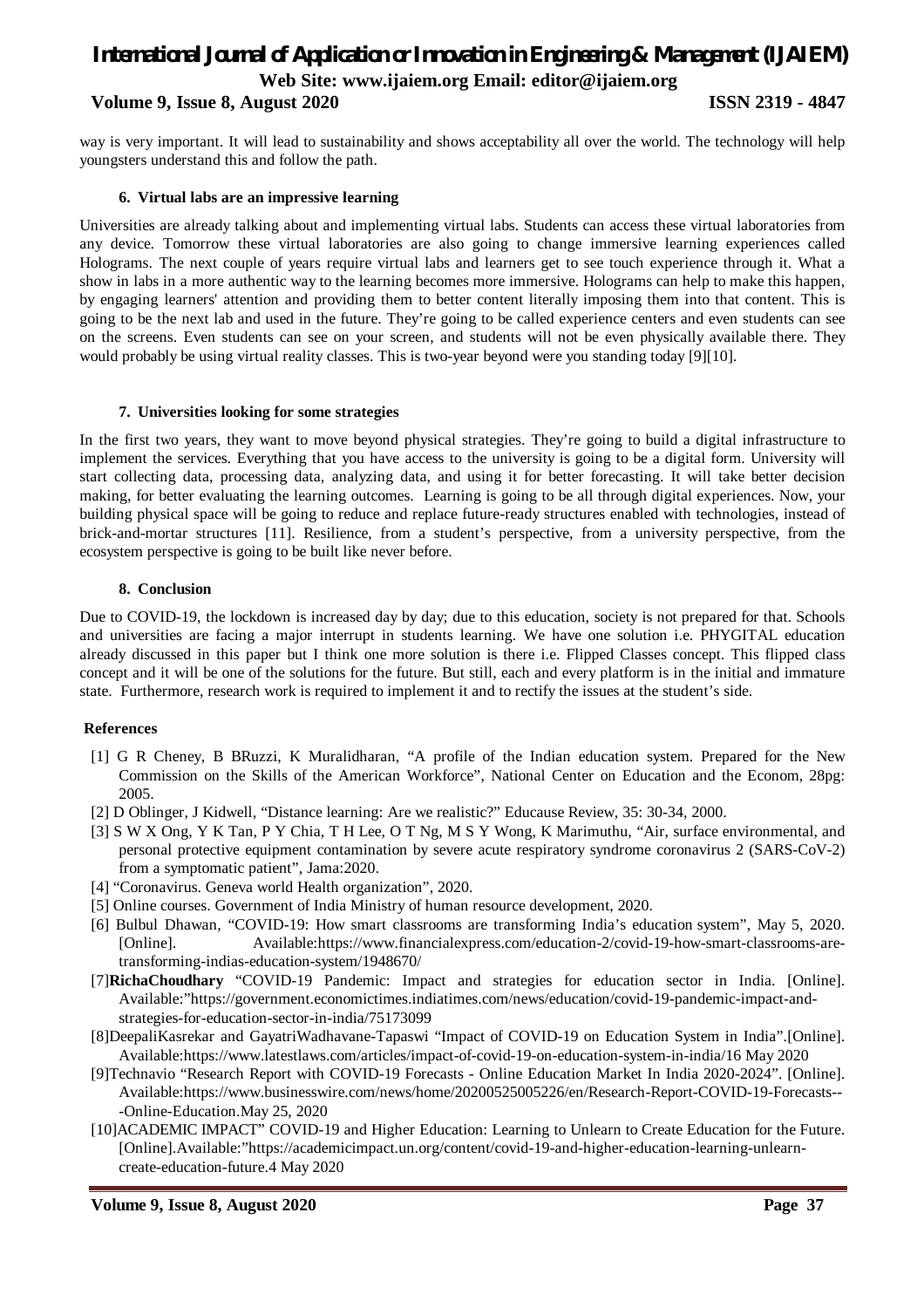way is very important. It will lead to sustainability and shows acceptability all over the world. The technology will help youngsters understand this and follow the path.

### 6. Virtual labs are an impressive learning

Universities are already talking about and implementing virtual labs. Students can access these virtual laboratories from any device. Tomorrow these virtual laboratories are also going to change immersive learning experiences called Holograms. The next couple of years require virtual labs and learners get to see touch experience through it. What a show in labs in a more authentic way to the learning becomes more immersive. Holograms can help to make this happen, by engaging learners' attention and providing them to better content literally imposing them into that content. This is going to be the next lab and used in the future. They're going to be called experience centers and even students can see on the screens. Even students can see on your screen, and students will not be even physically available there. They would probably be using virtual reality classes. This is two-year beyond were you standing today [9][10].

### 7. Universities looking for some strategies

In the first two years, they want to move beyond physical strategies. They're going to build a digital infrastructure to implement the services. Everything that you have access to the university is going to be a digital form. University will start collecting data, processing data, analyzing data, and using it for better forecasting. It will take better decision making, for better evaluating the learning outcomes. Learning is going to be all through digital experiences. Now, your building physical space will be going to reduce and replace future-ready structures enabled with technologies, instead of brick-and-mortar structures [11]. Resilience, from a student's perspective, from a university perspective, from the ecosystem perspective is going to be built like never before.

### 8. Conclusion

Due to COVID-19, the lockdown is increased day by day; due to this education, society is not prepared for that. Schools and universities are facing a major interrupt in students learning. We have one solution i.e. PHYGITAL education already discussed in this paper but I think one more solution is there i.e. Flipped Classes concept. This flipped class concept and it will be one of the solutions for the future. But still, each and every platform is in the initial and immature state. Furthermore, research work is required to implement it and to rectify the issues at the student's side.

### References

[1] G R Cheney, B BRuzzi, K Muralidharan, "A profile of the Indian education system. Prepared for the New Commission on the Skills of the American Workforce", National Center on Education and the Econom, 28pg: 2005.

[2] D Oblinger, J Kidwell, "Distance learning: Are we realistic?" Educause Review, 35: 30-34, 2000.

[3] S W X Ong, Y K Tan, P Y Chia, T H Lee, O T Ng, M S Y Wong, K Marimuthu, "Air, surface environmental, and personal protective equipment contamination by severe acute respiratory syndrome coronavirus 2 (SARS-CoV-2) from a symptomatic patient", Jama:2020.

[4] "Coronavirus. Geneva world Health organization", 2020.

[5] Online courses. Government of India Ministry of human resource development, 2020.

[6] Bulbul Dhawan, "COVID-19: How smart classrooms are transforming India's education system", May 5, 2020. [Online]. Available:https://www.financialexpress.com/education-2/covid-19-how-smart-classrooms-are-transforming-indias-education-system/1948670/

[7]**RichaChoudhary** "COVID-19 Pandemic: Impact and strategies for education sector in India. [Online]. Available:"https://government.economictimes.indiatimes.com/news/education/covid-19-pandemic-impact-and-strategies-for-education-sector-in-india/75173099

[8]DeepaliKasrekar and GayatriWadhavane-Tapaswi "Impact of COVID-19 on Education System in India".[Online]. Available:https://www.latestlaws.com/articles/impact-of-covid-19-on-education-system-in-india/16 May 2020

[9]Technavio "Research Report with COVID-19 Forecasts - Online Education Market In India 2020-2024". [Online]. Available:https://www.businesswire.com/news/home/20200525005226/en/Research-Report-COVID-19-Forecasts---Online-Education.May 25, 2020

[10]ACADEMIC IMPACT" COVID-19 and Higher Education: Learning to Unlearn to Create Education for the Future. [Online].Available:"https://academicimpact.un.org/content/covid-19-and-higher-education-learning-unlearn-create-education-future.4 May 2020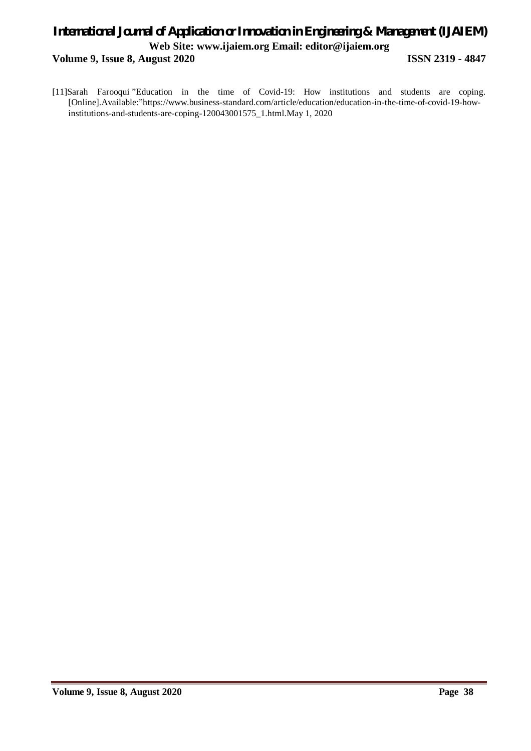[11]Sarah Farooqui "Education in the time of Covid-19: How institutions and students are coping. [Online].Available:"https://www.business-standard.com/article/education/education-in-the-time-of-covid-19-how-institutions-and-students-are-coping-120043001575_1.html.May 1, 2020